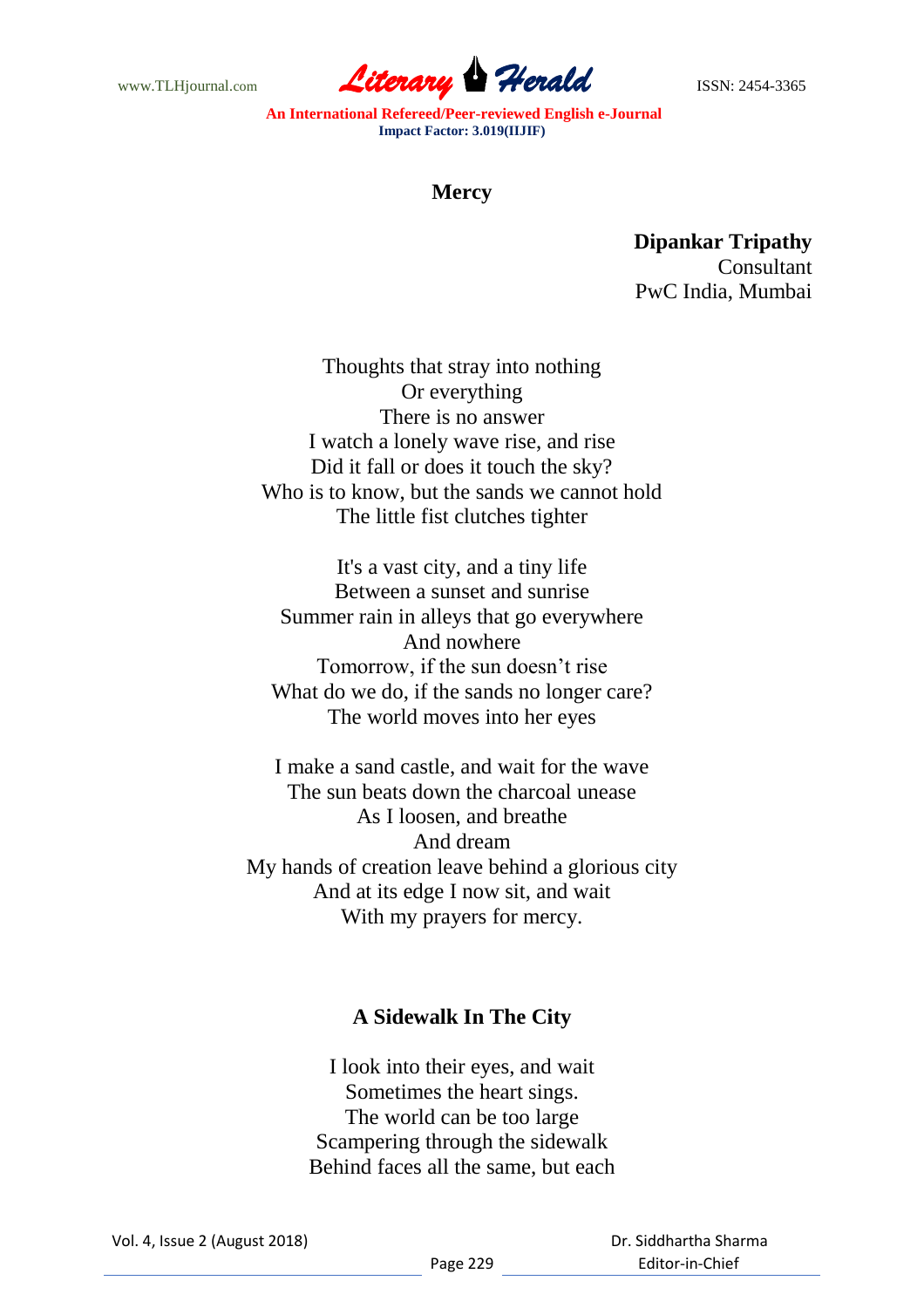## Mercy

**Dipankar Tripathy**
Consultant
PwC India, Mumbai

Thoughts that stray into nothing
Or everything
There is no answer
I watch a lonely wave rise, and rise
Did it fall or does it touch the sky?
Who is to know, but the sands we cannot hold
The little fist clutches tighter

It's a vast city, and a tiny life
Between a sunset and sunrise
Summer rain in alleys that go everywhere
And nowhere
Tomorrow, if the sun doesn't rise
What do we do, if the sands no longer care?
The world moves into her eyes

I make a sand castle, and wait for the wave
The sun beats down the charcoal unease
As I loosen, and breathe
And dream
My hands of creation leave behind a glorious city
And at its edge I now sit, and wait
With my prayers for mercy.

## A Sidewalk In The City

I look into their eyes, and wait
Sometimes the heart sings.
The world can be too large
Scampering through the sidewalk
Behind faces all the same, but each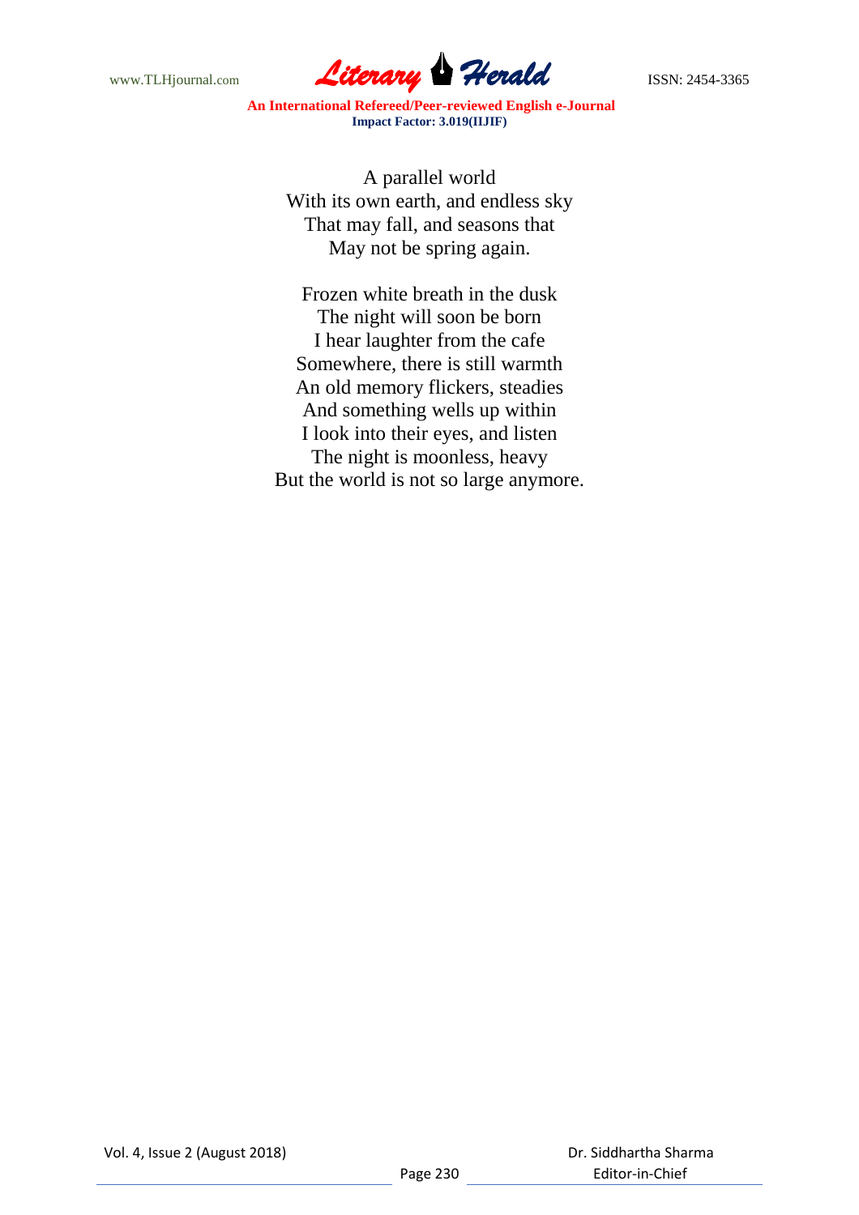A parallel world  
With its own earth, and endless sky  
That may fall, and seasons that  
May not be spring again.

Frozen white breath in the dusk  
The night will soon be born  
I hear laughter from the cafe  
Somewhere, there is still warmth  
An old memory flickers, steadies  
And something wells up within  
I look into their eyes, and listen  
The night is moonless, heavy  
But the world is not so large anymore.